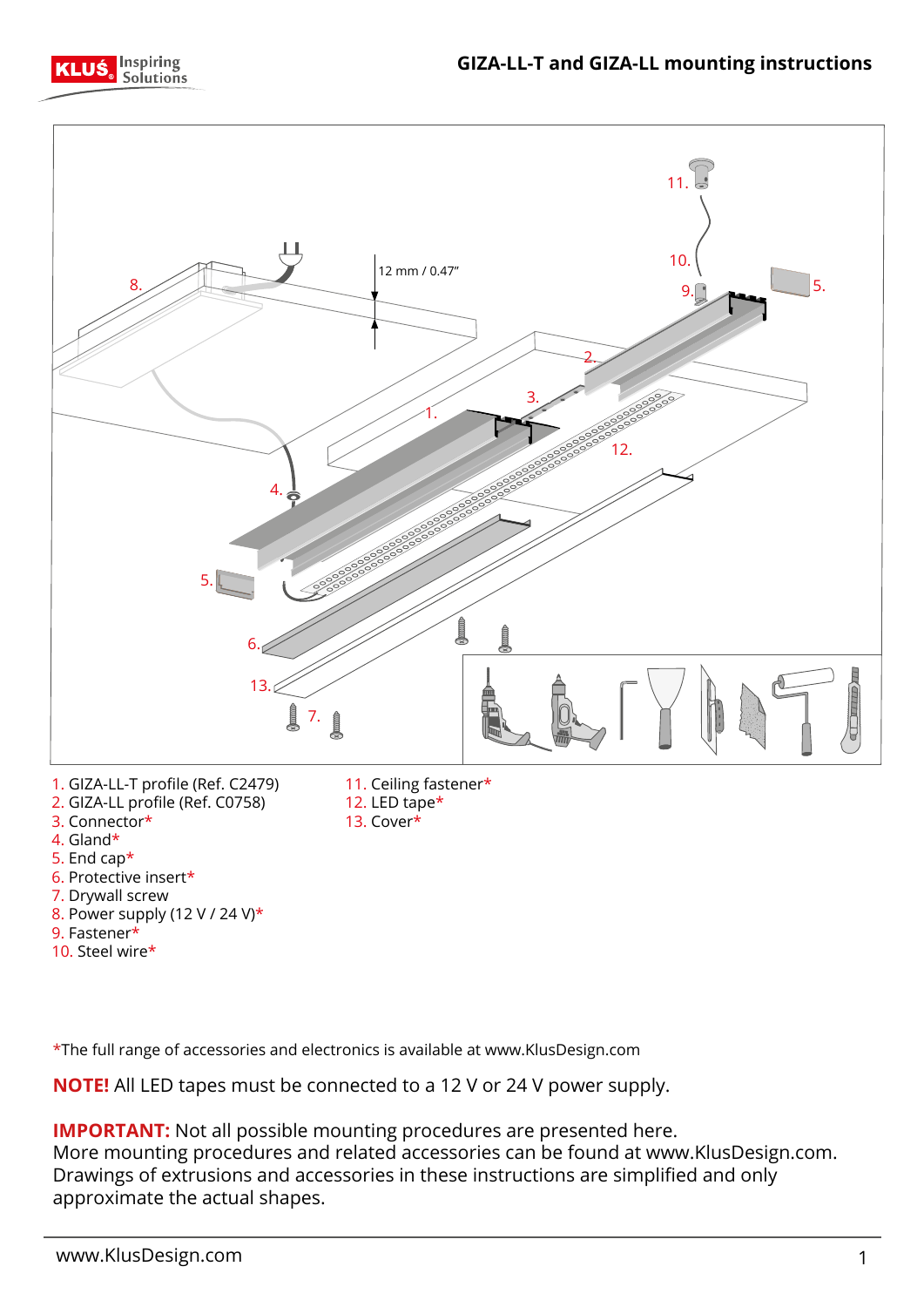# GIZA-LL-T and GIZA-LL mounting instructions

1. GIZA-LL-T profile (Ref. C2479)
2. GIZA-LL profile (Ref. C0758)
3. Connector*
4. Gland*
5. End cap*
6. Protective insert*
7. Drywall screw
8. Power supply (12 V / 24 V)*
9. Fastener*
10. Steel wire*
11. Ceiling fastener*
12. LED tape*
13. Cover*

*The full range of accessories and electronics is available at www.KlusDesign.com

**NOTE!** All LED tapes must be connected to a 12 V or 24 V power supply.

**IMPORTANT:** Not all possible mounting procedures are presented here.
More mounting procedures and related accessories can be found at www.KlusDesign.com.
Drawings of extrusions and accessories in these instructions are simplified and only approximate the actual shapes.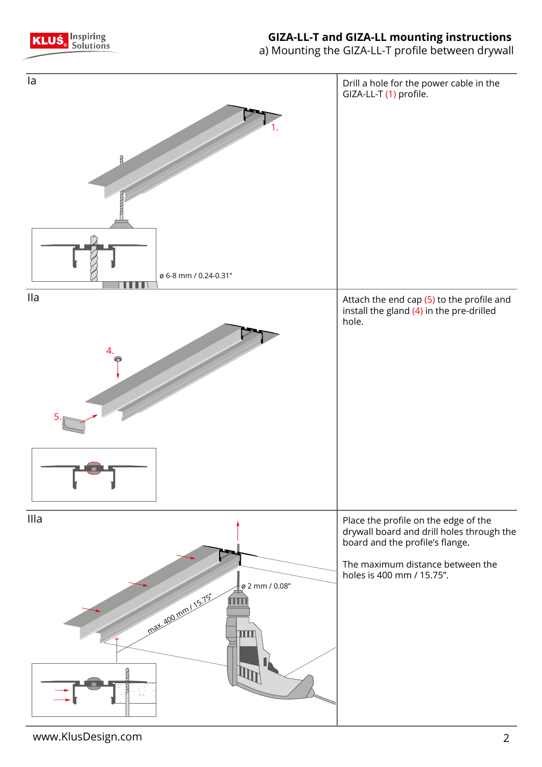## GIZA-LL-T and GIZA-LL mounting instructions

a) Mounting the GIZA-LL-T profile between drywall

| Step | Instructions |
|---|---|
| Ia | Drill a hole for the power cable in the GIZA-LL-T (1) profile. |
| IIa | Attach the end cap (5) to the profile and install the gland (4) in the pre-drilled hole. |
| IIIa | Place the profile on the edge of the drywall board and drill holes through the board and the profile's flange.<br><br>The maximum distance between the holes is 400 mm / 15.75". |

1.

ø 6-8 mm / 0.24-0.31"

4.

5.

ø 2 mm / 0.08"

max. 400 mm / 15.75"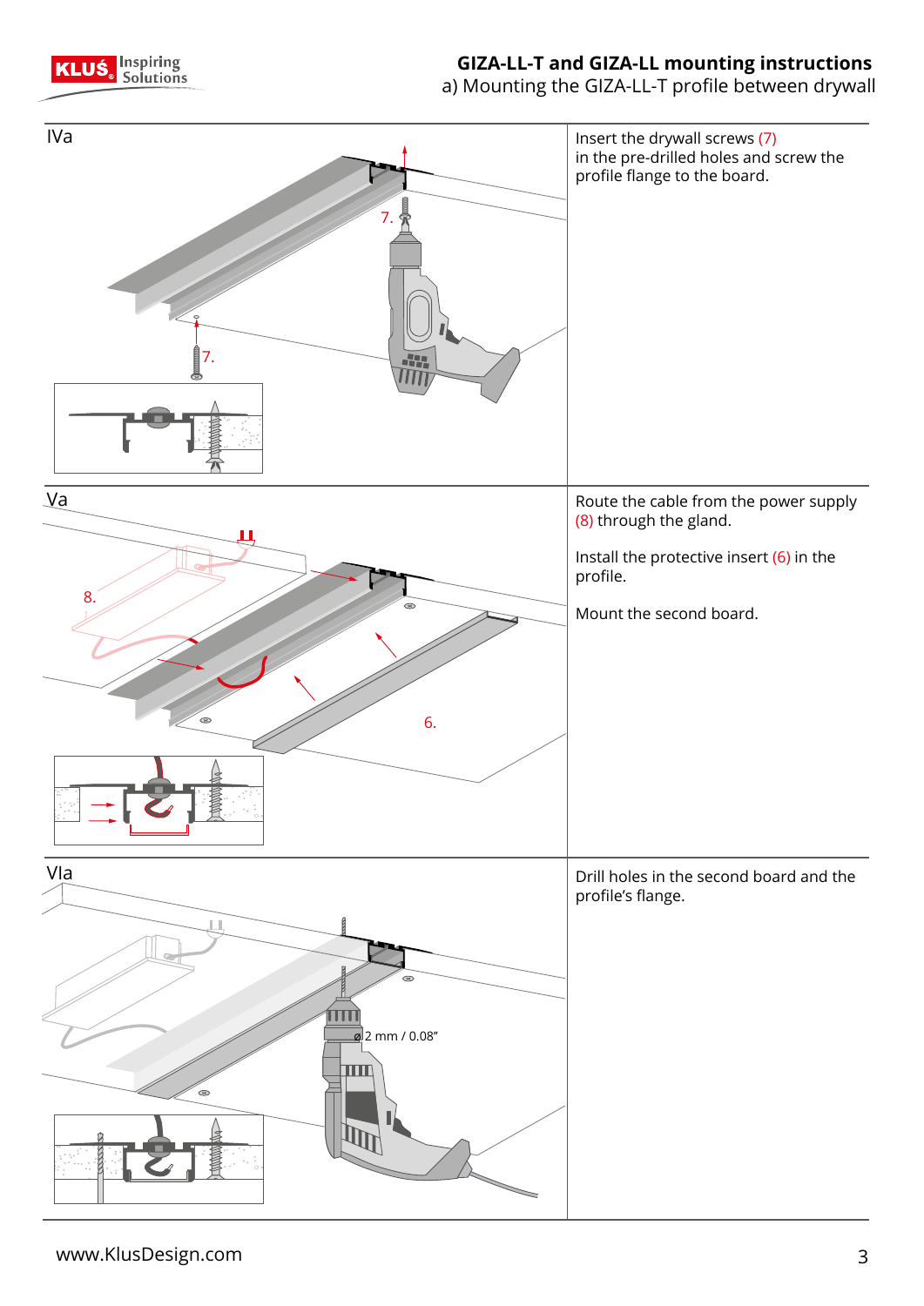# GIZA-LL-T and GIZA-LL mounting instructions

a) Mounting the GIZA-LL-T profile between drywall

## IVa

Insert the drywall screws (7) in the pre-drilled holes and screw the profile flange to the board.

## Va

Route the cable from the power supply (8) through the gland.

Install the protective insert (6) in the profile.

Mount the second board.

## VIa

Drill holes in the second board and the profile's flange.

ø 2 mm / 0.08"

www.KlusDesign.com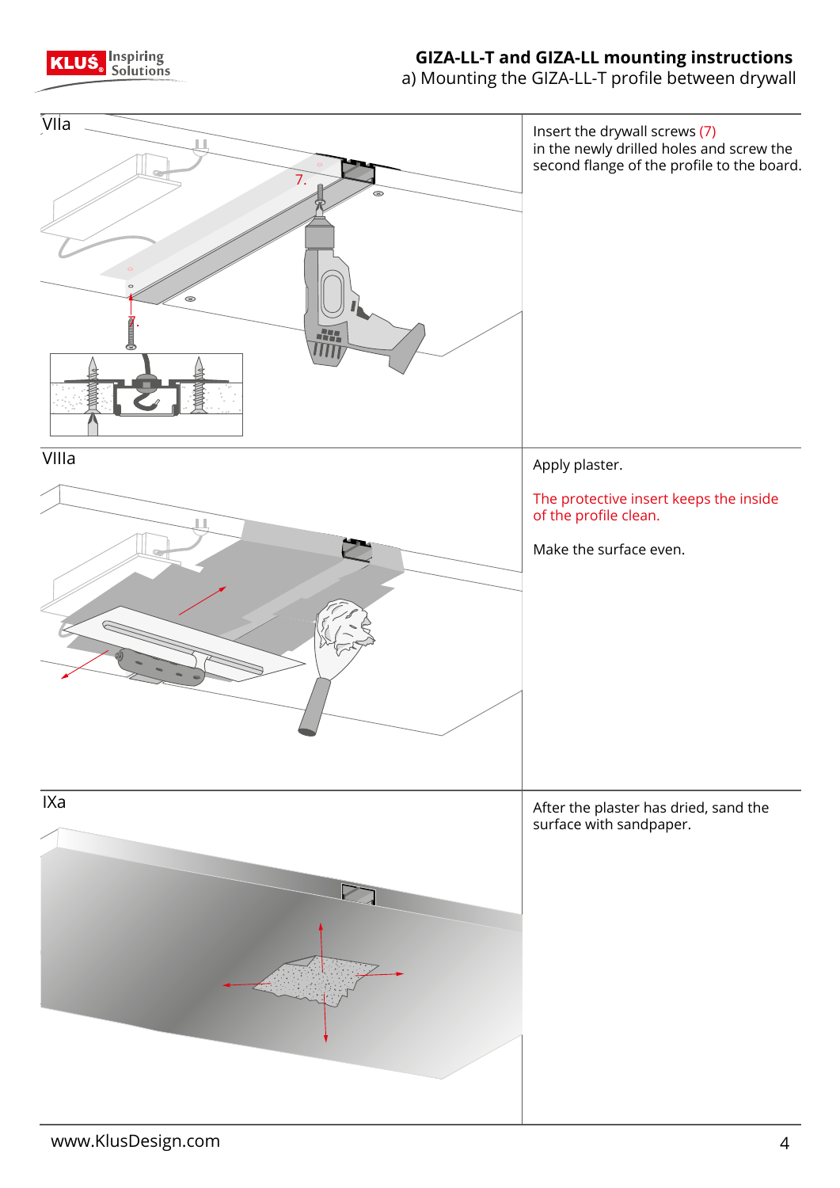# GIZA-LL-T and GIZA-LL mounting instructions

## a) Mounting the GIZA-LL-T profile between drywall

**VIIa**

Insert the drywall screws (7) in the newly drilled holes and screw the second flange of the profile to the board.

**VIIIa**

Apply plaster.

The protective insert keeps the inside of the profile clean.

Make the surface even.

**IXa**

After the plaster has dried, sand the surface with sandpaper.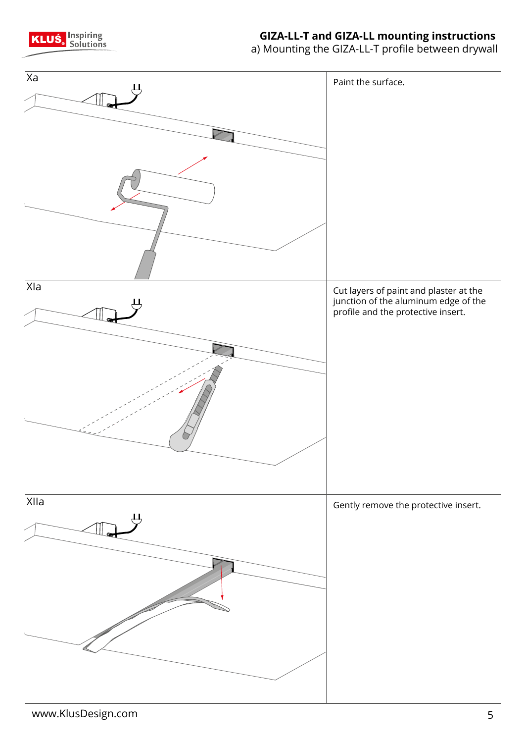## GIZA-LL-T and GIZA-LL mounting instructions

a) Mounting the GIZA-LL-T profile between drywall

| Step | Instruction |
| --- | --- |
| Xa | Paint the surface. |
| XIa | Cut layers of paint and plaster at the junction of the aluminum edge of the profile and the protective insert. |
| XIIa | Gently remove the protective insert. |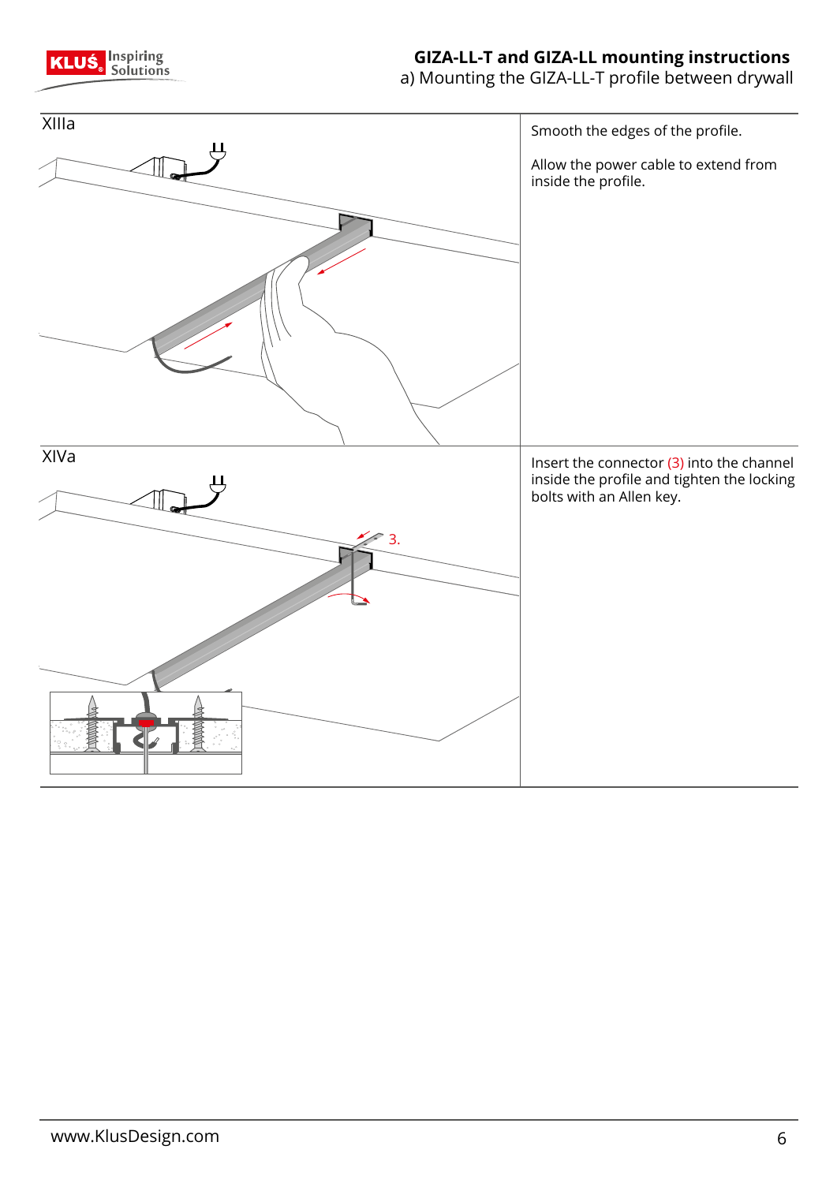# GIZA-LL-T and GIZA-LL mounting instructions

a) Mounting the GIZA-LL-T profile between drywall

XIIIa

Smooth the edges of the profile.

Allow the power cable to extend from inside the profile.

XIVa

Insert the connector (3) into the channel inside the profile and tighten the locking bolts with an Allen key.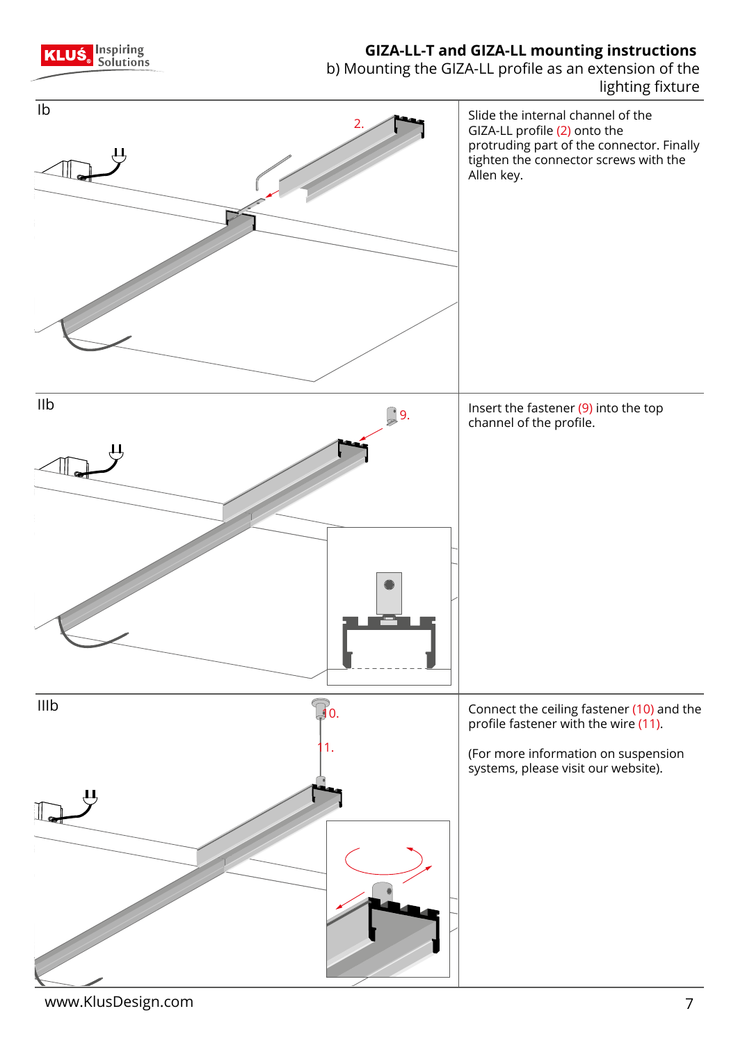## GIZA-LL-T and GIZA-LL mounting instructions

b) Mounting the GIZA-LL profile as an extension of the lighting fixture

### Ib

Slide the internal channel of the GIZA-LL profile (2) onto the protruding part of the connector. Finally tighten the connector screws with the Allen key.

### IIb

Insert the fastener (9) into the top channel of the profile.

### IIIb

Connect the ceiling fastener (10) and the profile fastener with the wire (11).

(For more information on suspension systems, please visit our website).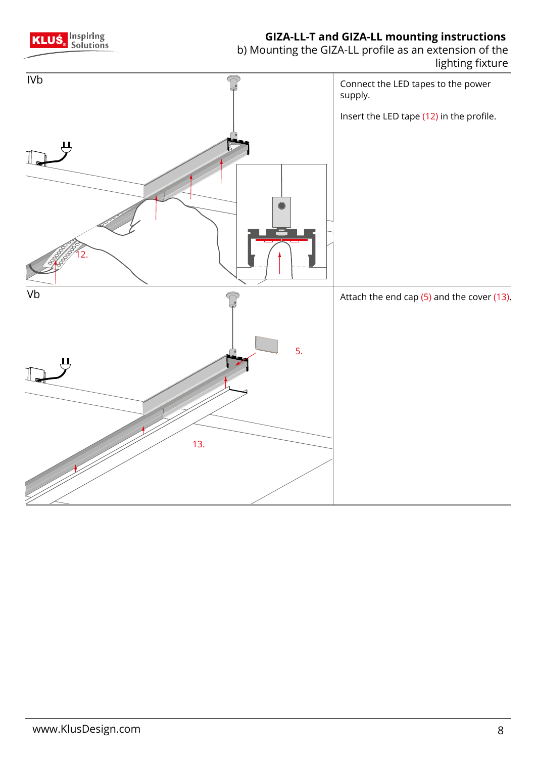## GIZA-LL-T and GIZA-LL mounting instructions

b) Mounting the GIZA-LL profile as an extension of the lighting fixture

IVb

12.

Connect the LED tapes to the power supply.

Insert the LED tape (12) in the profile.

Vb

5.

13.

Attach the end cap (5) and the cover (13).

www.KlusDesign.com